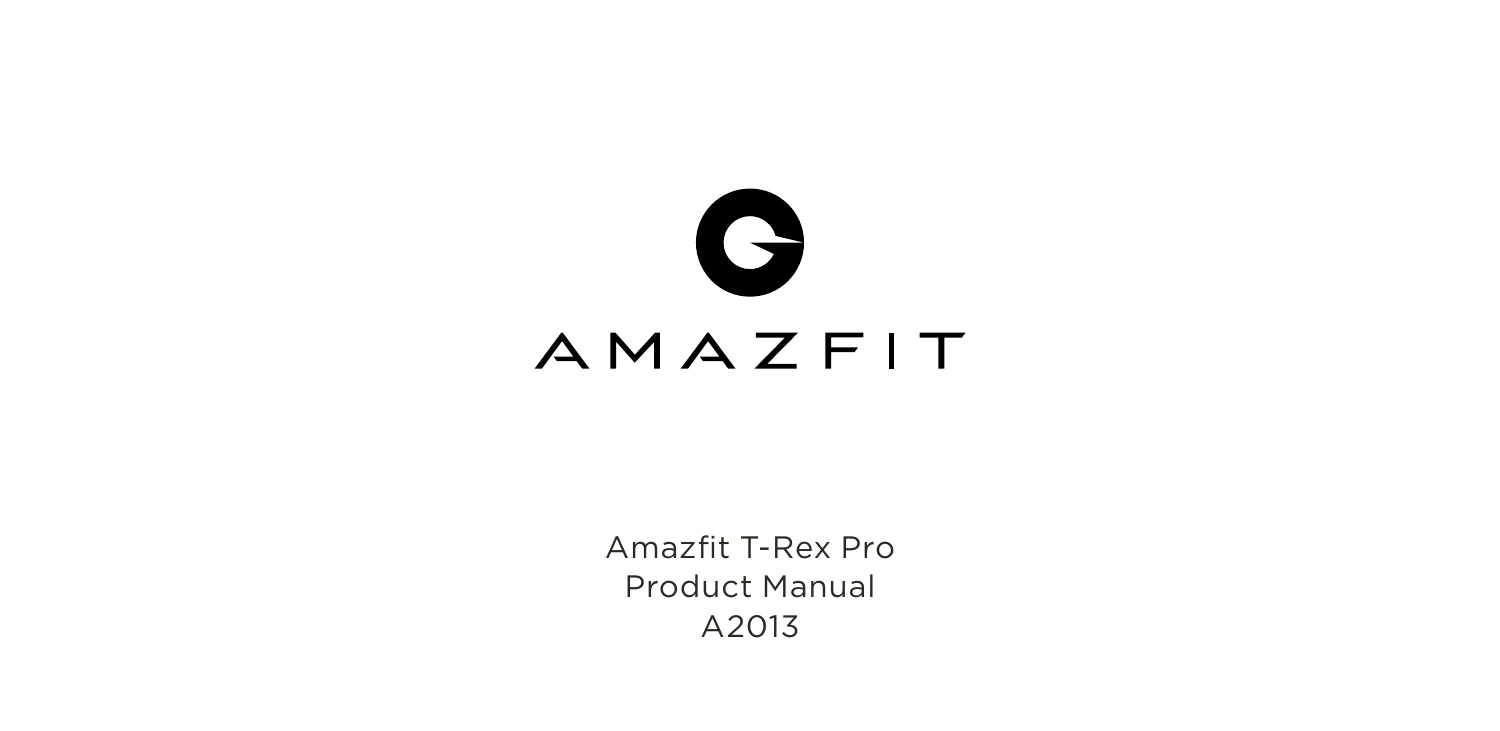AMAZFIT

Amazfit T-Rex Pro
Product Manual
A2013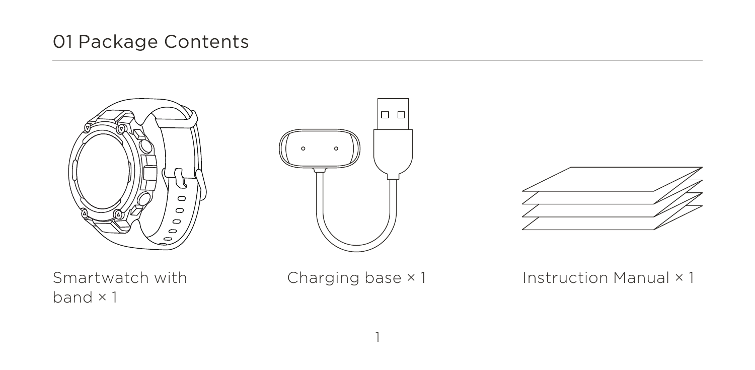# 01 Package Contents

Smartwatch with band × 1

Charging base × 1

Instruction Manual × 1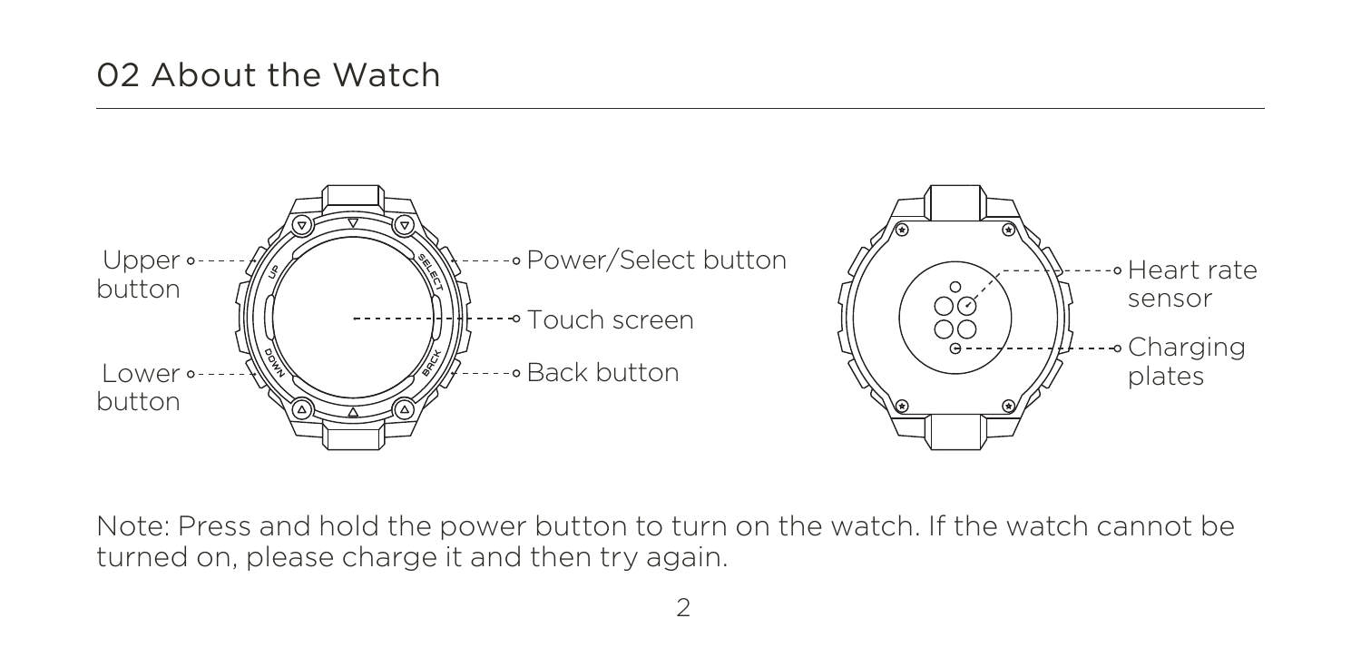## 02 About the Watch

Upper button

Lower button

Power/Select button

Touch screen

Back button

Heart rate sensor

Charging plates

Note: Press and hold the power button to turn on the watch. If the watch cannot be turned on, please charge it and then try again.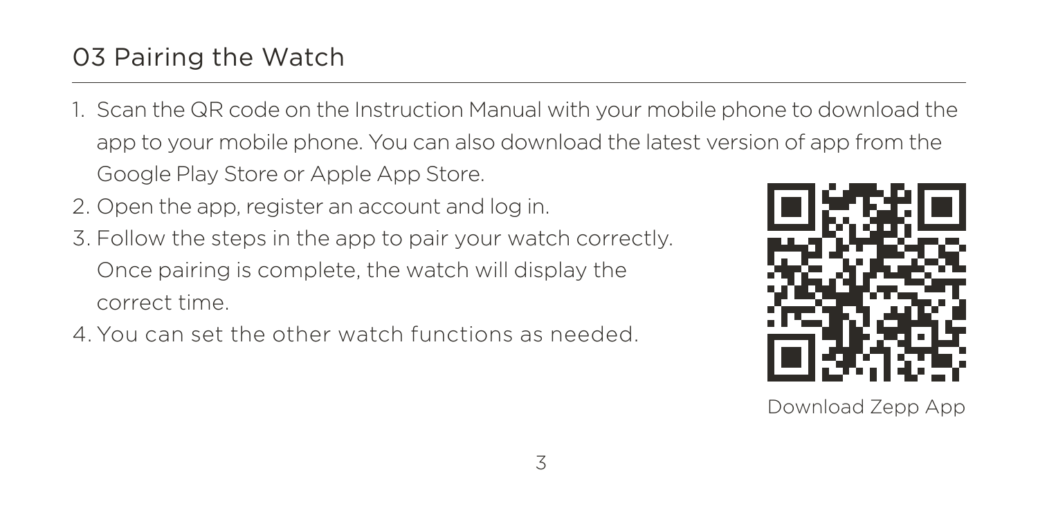## 03 Pairing the Watch

1. Scan the QR code on the Instruction Manual with your mobile phone to download the app to your mobile phone. You can also download the latest version of app from the Google Play Store or Apple App Store.
2. Open the app, register an account and log in.
3. Follow the steps in the app to pair your watch correctly. Once pairing is complete, the watch will display the correct time.
4. You can set the other watch functions as needed.

Download Zepp App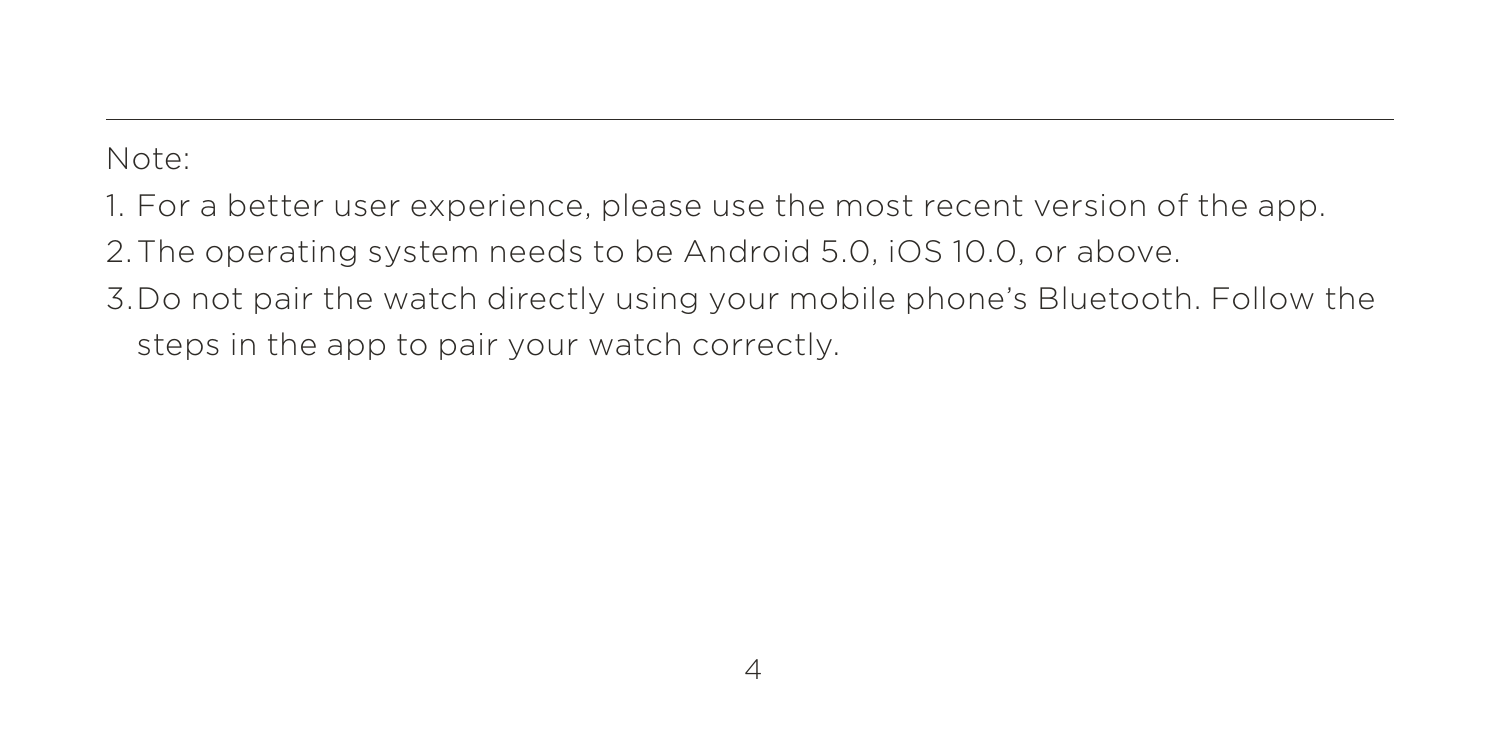---

Note:

1. For a better user experience, please use the most recent version of the app.
2. The operating system needs to be Android 5.0, iOS 10.0, or above.
3. Do not pair the watch directly using your mobile phone's Bluetooth. Follow the steps in the app to pair your watch correctly.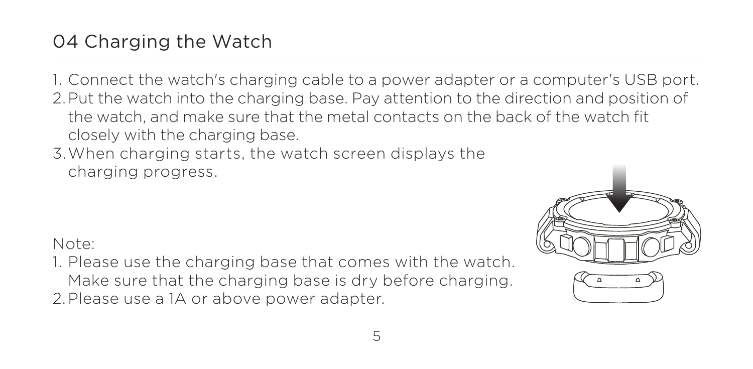# 04 Charging the Watch

1. Connect the watch's charging cable to a power adapter or a computer's USB port.
2. Put the watch into the charging base. Pay attention to the direction and position of the watch, and make sure that the metal contacts on the back of the watch fit closely with the charging base.
3. When charging starts, the watch screen displays the charging progress.

Note:

1. Please use the charging base that comes with the watch. Make sure that the charging base is dry before charging.
2. Please use a 1A or above power adapter.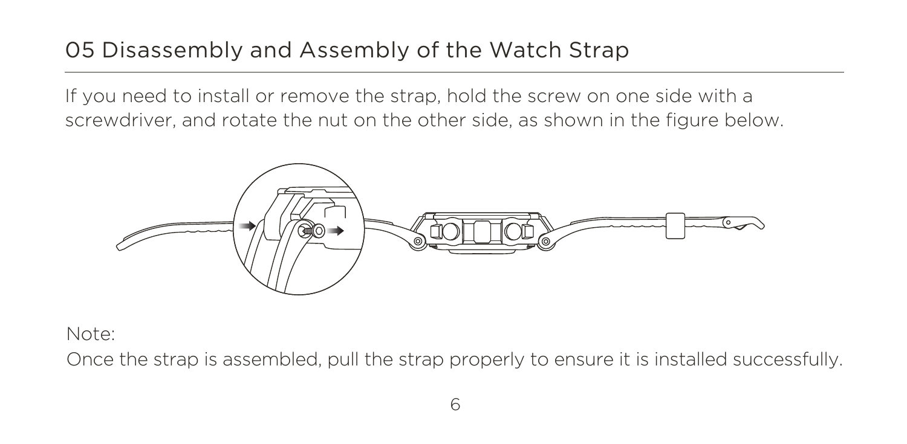## 05 Disassembly and Assembly of the Watch Strap

If you need to install or remove the strap, hold the screw on one side with a screwdriver, and rotate the nut on the other side, as shown in the figure below.

Note:

Once the strap is assembled, pull the strap properly to ensure it is installed successfully.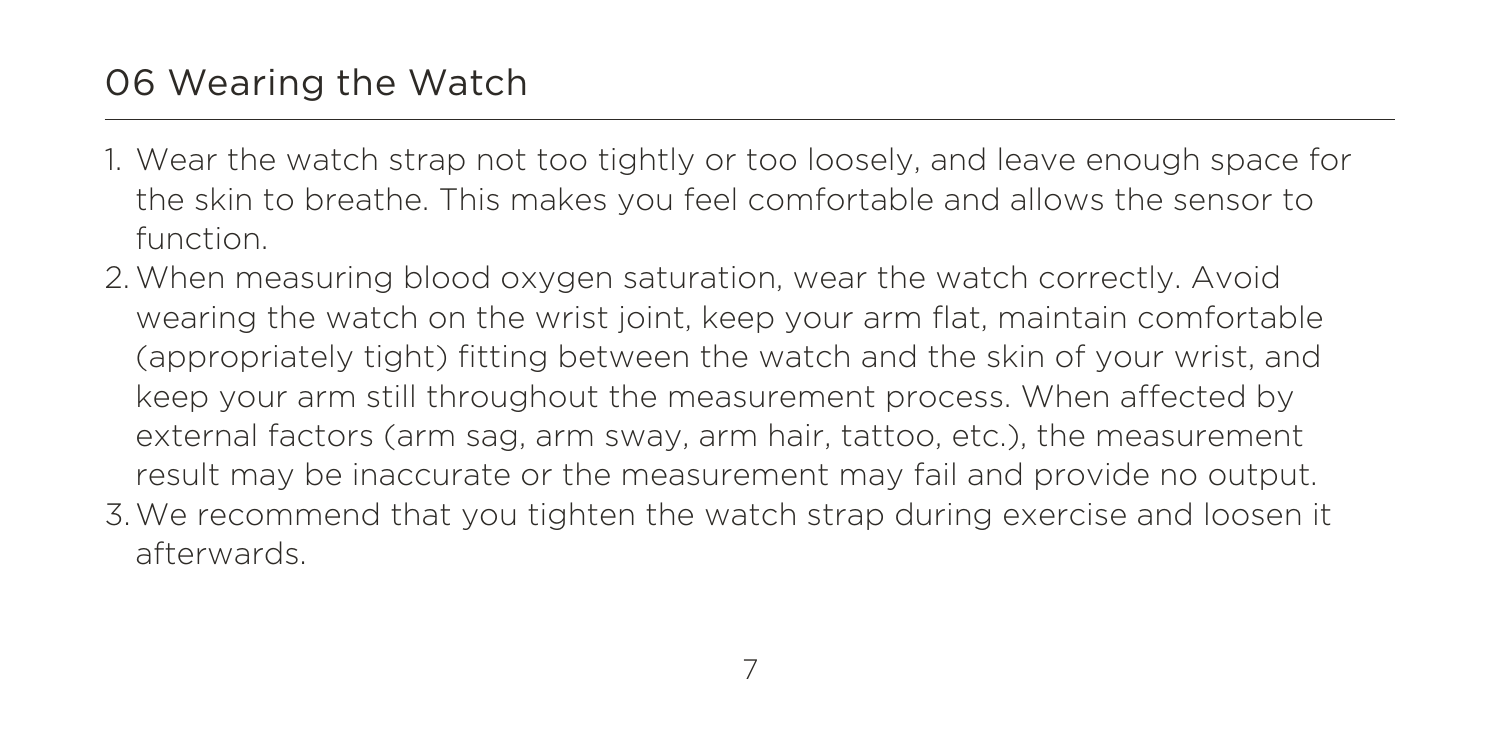## 06 Wearing the Watch

1. Wear the watch strap not too tightly or too loosely, and leave enough space for the skin to breathe. This makes you feel comfortable and allows the sensor to function.
2. When measuring blood oxygen saturation, wear the watch correctly. Avoid wearing the watch on the wrist joint, keep your arm flat, maintain comfortable (appropriately tight) fitting between the watch and the skin of your wrist, and keep your arm still throughout the measurement process. When affected by external factors (arm sag, arm sway, arm hair, tattoo, etc.), the measurement result may be inaccurate or the measurement may fail and provide no output.
3. We recommend that you tighten the watch strap during exercise and loosen it afterwards.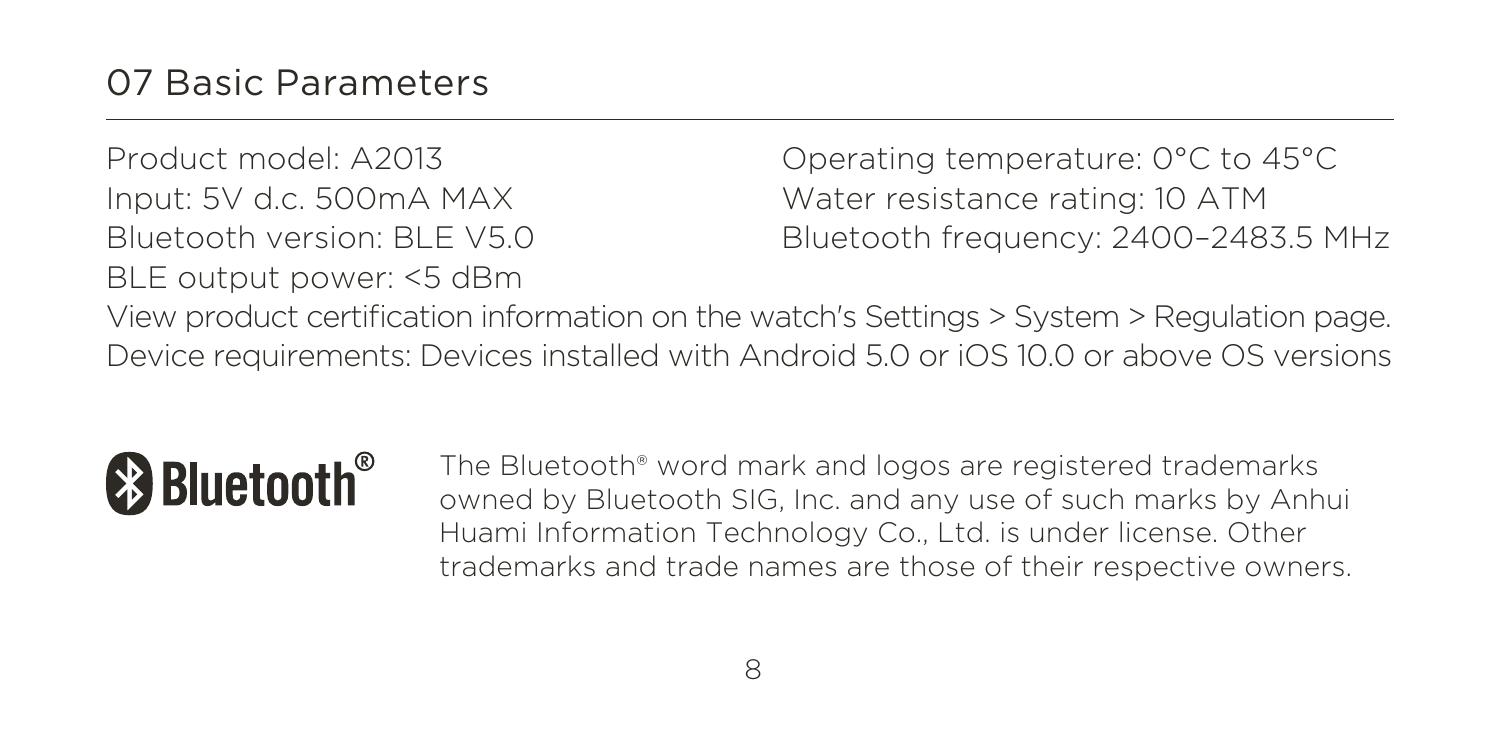# 07 Basic Parameters

Product model: A2013
Input: 5V d.c. 500mA MAX
Bluetooth version: BLE V5.0
BLE output power: <5 dBm
Operating temperature: 0°C to 45°C
Water resistance rating: 10 ATM
Bluetooth frequency: 2400–2483.5 MHz

View product certification information on the watch's Settings > System > Regulation page.
Device requirements: Devices installed with Android 5.0 or iOS 10.0 or above OS versions

Bluetooth®

The Bluetooth® word mark and logos are registered trademarks owned by Bluetooth SIG, Inc. and any use of such marks by Anhui Huami Information Technology Co., Ltd. is under license. Other trademarks and trade names are those of their respective owners.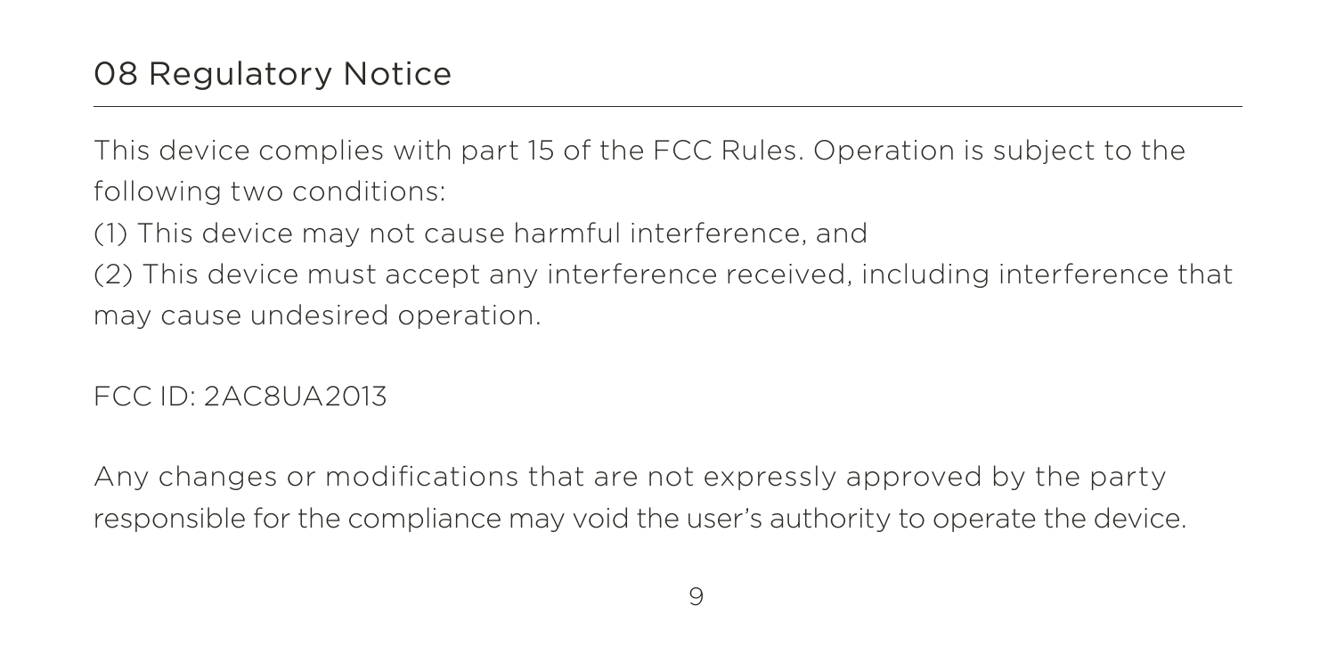# 08 Regulatory Notice

This device complies with part 15 of the FCC Rules. Operation is subject to the following two conditions:

(1) This device may not cause harmful interference, and

(2) This device must accept any interference received, including interference that may cause undesired operation.

FCC ID: 2AC8UA2013

Any changes or modifications that are not expressly approved by the party responsible for the compliance may void the user's authority to operate the device.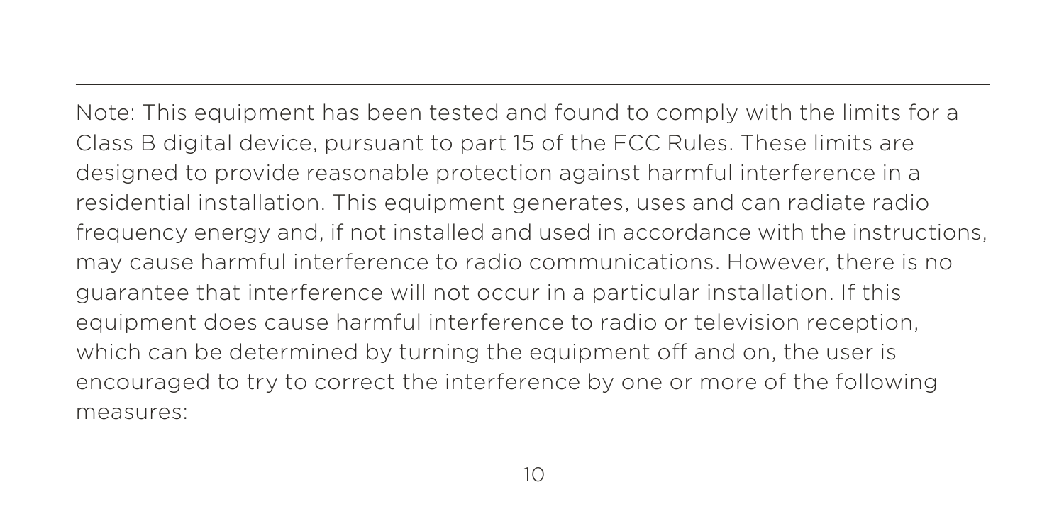Note: This equipment has been tested and found to comply with the limits for a Class B digital device, pursuant to part 15 of the FCC Rules. These limits are designed to provide reasonable protection against harmful interference in a residential installation. This equipment generates, uses and can radiate radio frequency energy and, if not installed and used in accordance with the instructions, may cause harmful interference to radio communications. However, there is no guarantee that interference will not occur in a particular installation. If this equipment does cause harmful interference to radio or television reception, which can be determined by turning the equipment off and on, the user is encouraged to try to correct the interference by one or more of the following measures: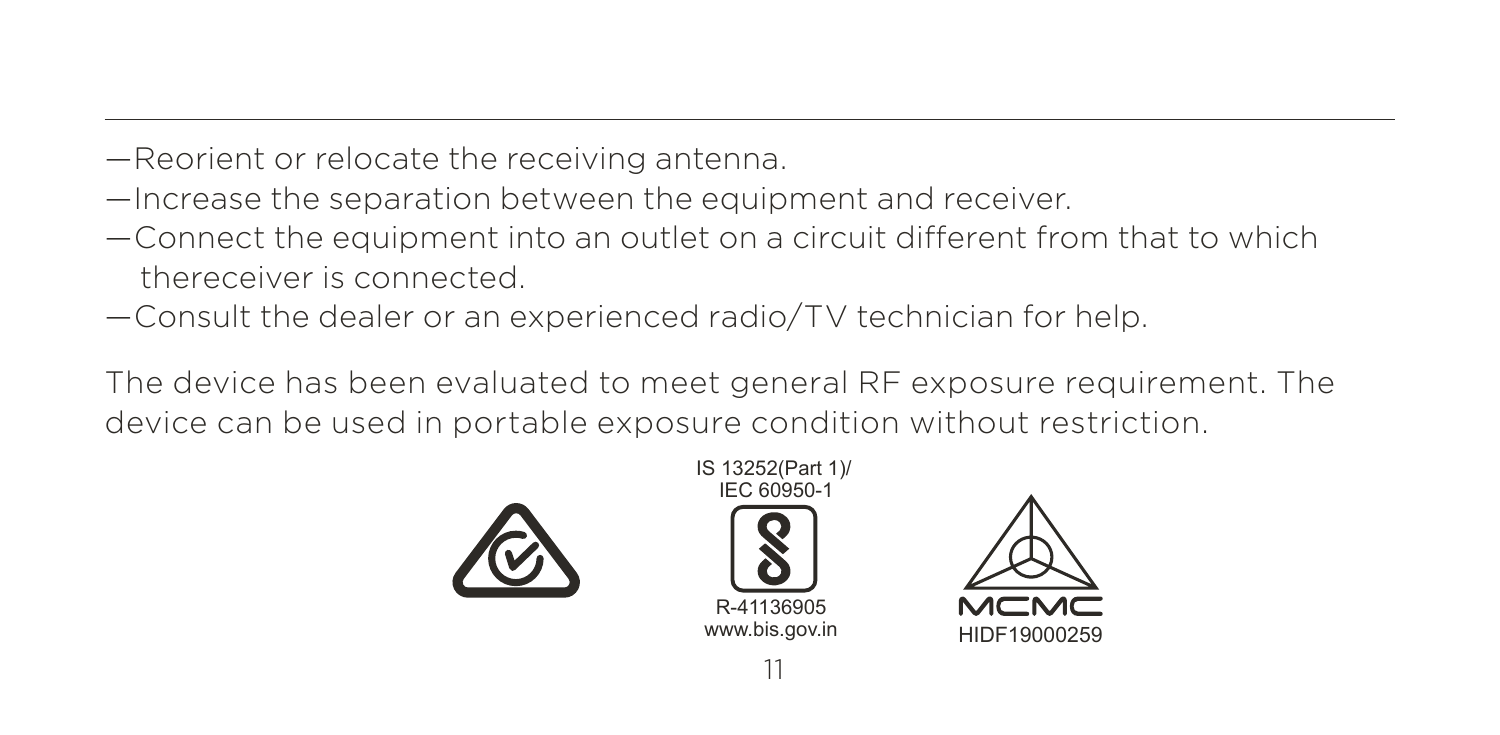—Reorient or relocate the receiving antenna.

—Increase the separation between the equipment and receiver.

—Connect the equipment into an outlet on a circuit different from that to which thereceiver is connected.

—Consult the dealer or an experienced radio/TV technician for help.

The device has been evaluated to meet general RF exposure requirement. The device can be used in portable exposure condition without restriction.

IS 13252(Part 1)/
IEC 60950-1

R-41136905
www.bis.gov.in

MCMC
HIDF19000259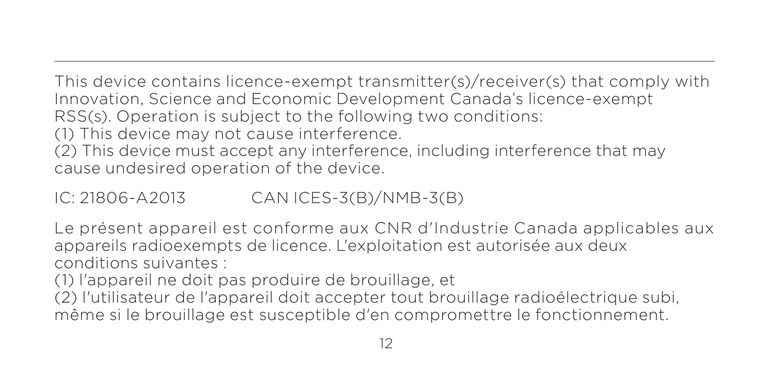This device contains licence-exempt transmitter(s)/receiver(s) that comply with Innovation, Science and Economic Development Canada's licence-exempt RSS(s). Operation is subject to the following two conditions:

(1) This device may not cause interference.

(2) This device must accept any interference, including interference that may cause undesired operation of the device.

IC: 21806-A2013 CAN ICES-3(B)/NMB-3(B)

Le présent appareil est conforme aux CNR d'Industrie Canada applicables aux appareils radioexempts de licence. L'exploitation est autorisée aux deux conditions suivantes :

(1) l'appareil ne doit pas produire de brouillage, et

(2) l'utilisateur de l'appareil doit accepter tout brouillage radioélectrique subi, même si le brouillage est susceptible d'en compromettre le fonctionnement.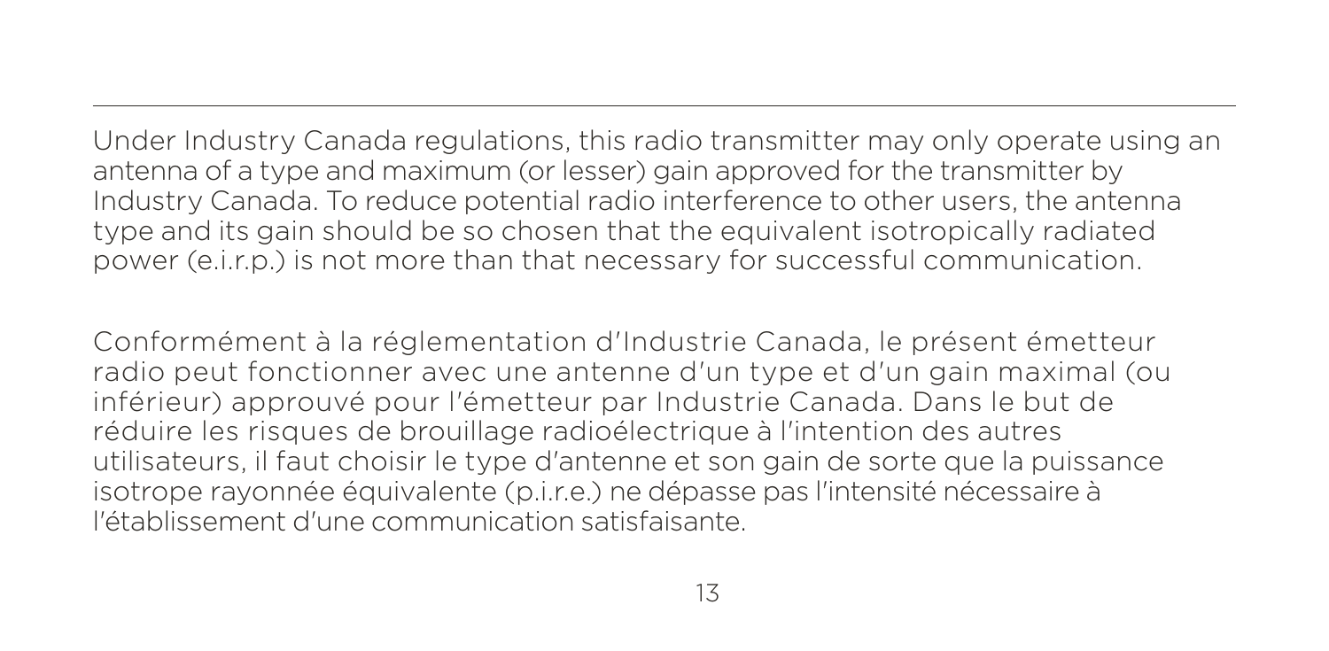Under Industry Canada regulations, this radio transmitter may only operate using an antenna of a type and maximum (or lesser) gain approved for the transmitter by Industry Canada. To reduce potential radio interference to other users, the antenna type and its gain should be so chosen that the equivalent isotropically radiated power (e.i.r.p.) is not more than that necessary for successful communication.

Conformément à la réglementation d'Industrie Canada, le présent émetteur radio peut fonctionner avec une antenne d'un type et d'un gain maximal (ou inférieur) approuvé pour l'émetteur par Industrie Canada. Dans le but de réduire les risques de brouillage radioélectrique à l'intention des autres utilisateurs, il faut choisir le type d'antenne et son gain de sorte que la puissance isotrope rayonnée équivalente (p.i.r.e.) ne dépasse pas l'intensité nécessaire à l'établissement d'une communication satisfaisante.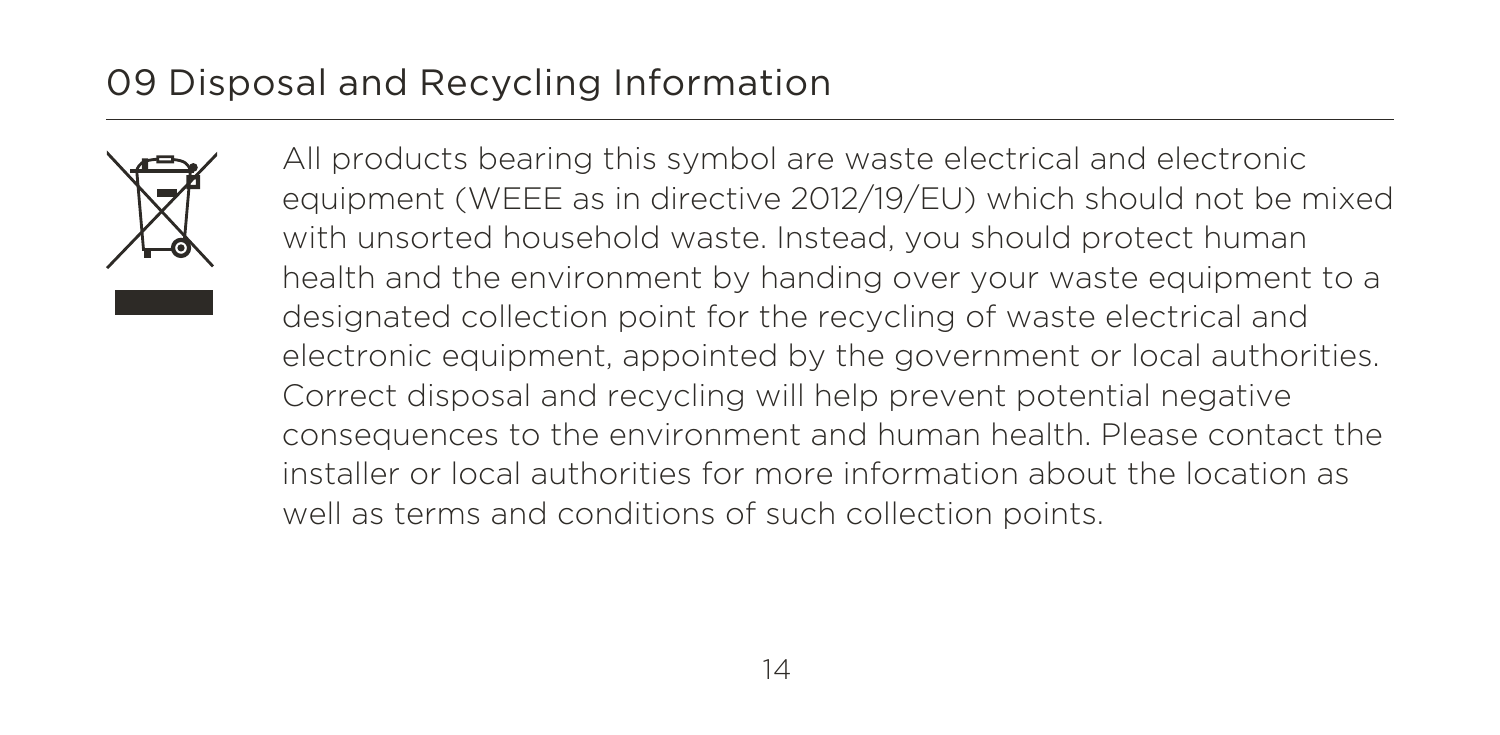## 09 Disposal and Recycling Information

All products bearing this symbol are waste electrical and electronic equipment (WEEE as in directive 2012/19/EU) which should not be mixed with unsorted household waste. Instead, you should protect human health and the environment by handing over your waste equipment to a designated collection point for the recycling of waste electrical and electronic equipment, appointed by the government or local authorities. Correct disposal and recycling will help prevent potential negative consequences to the environment and human health. Please contact the installer or local authorities for more information about the location as well as terms and conditions of such collection points.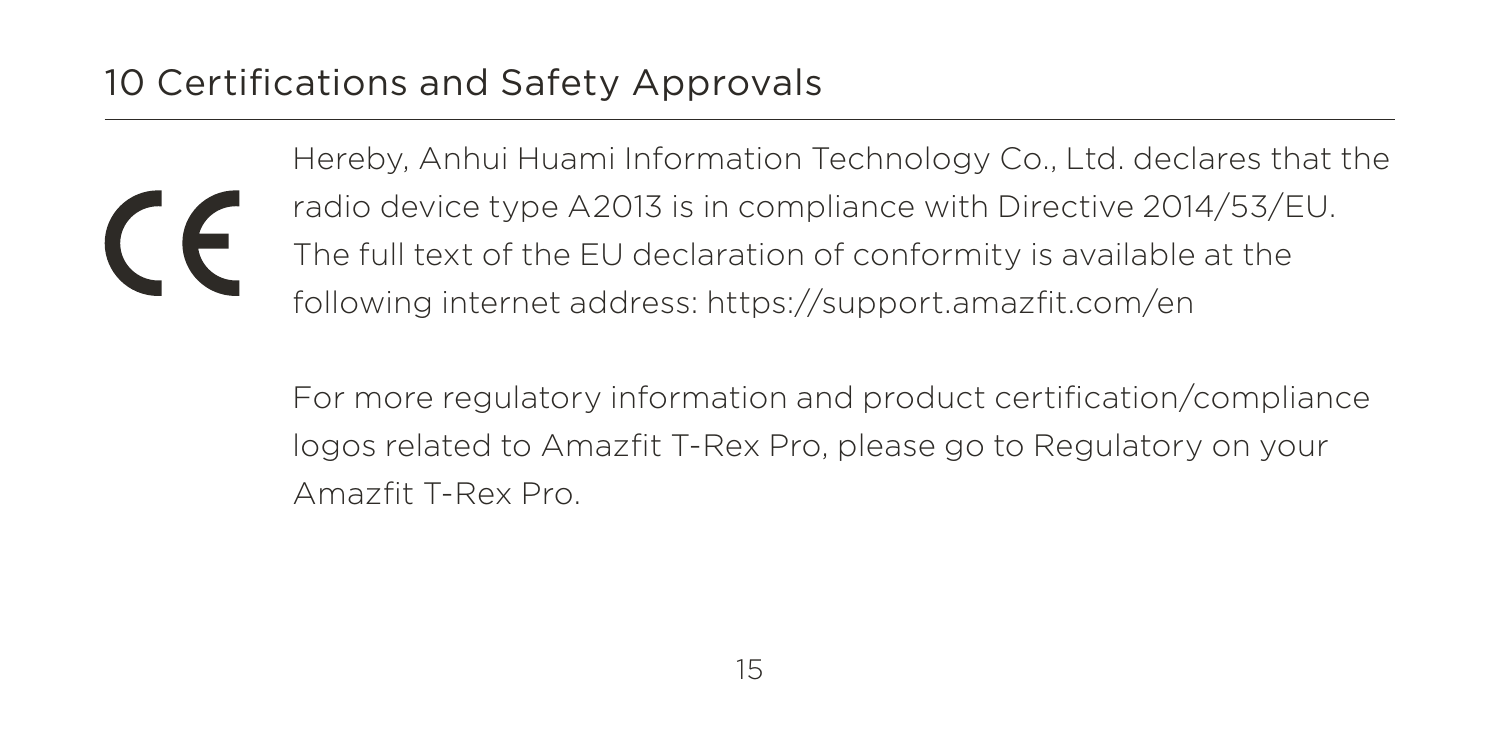# 10 Certifications and Safety Approvals

Hereby, Anhui Huami Information Technology Co., Ltd. declares that the radio device type A2013 is in compliance with Directive 2014/53/EU. The full text of the EU declaration of conformity is available at the following internet address: https://support.amazfit.com/en

For more regulatory information and product certification/compliance logos related to Amazfit T-Rex Pro, please go to Regulatory on your Amazfit T-Rex Pro.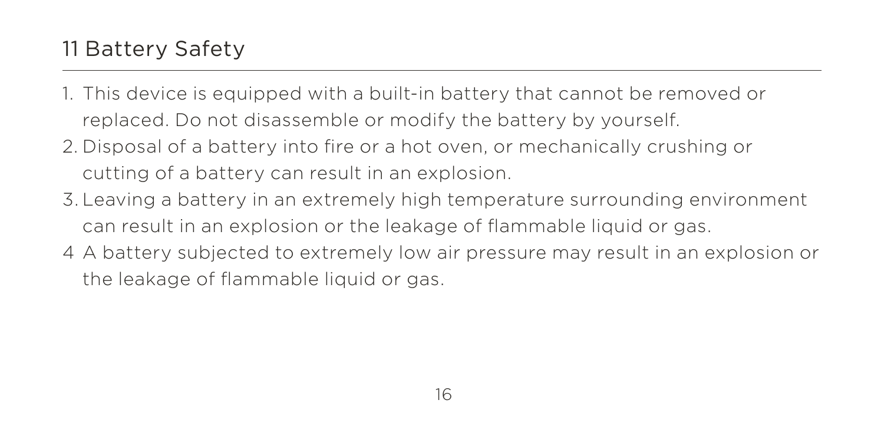# 11 Battery Safety

1. This device is equipped with a built-in battery that cannot be removed or replaced. Do not disassemble or modify the battery by yourself.
2. Disposal of a battery into fire or a hot oven, or mechanically crushing or cutting of a battery can result in an explosion.
3. Leaving a battery in an extremely high temperature surrounding environment can result in an explosion or the leakage of flammable liquid or gas.
4. A battery subjected to extremely low air pressure may result in an explosion or the leakage of flammable liquid or gas.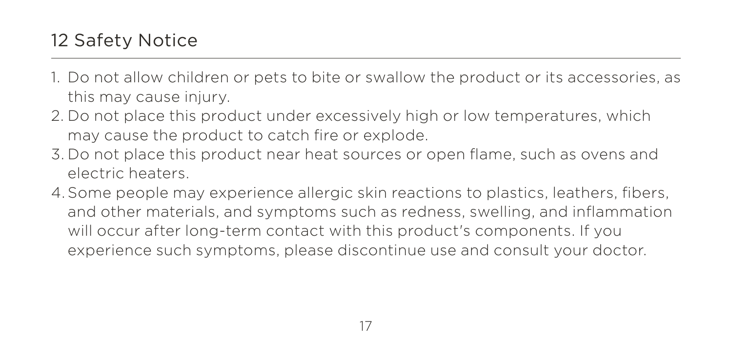## 12 Safety Notice

1. Do not allow children or pets to bite or swallow the product or its accessories, as this may cause injury.
2. Do not place this product under excessively high or low temperatures, which may cause the product to catch fire or explode.
3. Do not place this product near heat sources or open flame, such as ovens and electric heaters.
4. Some people may experience allergic skin reactions to plastics, leathers, fibers, and other materials, and symptoms such as redness, swelling, and inflammation will occur after long-term contact with this product's components. If you experience such symptoms, please discontinue use and consult your doctor.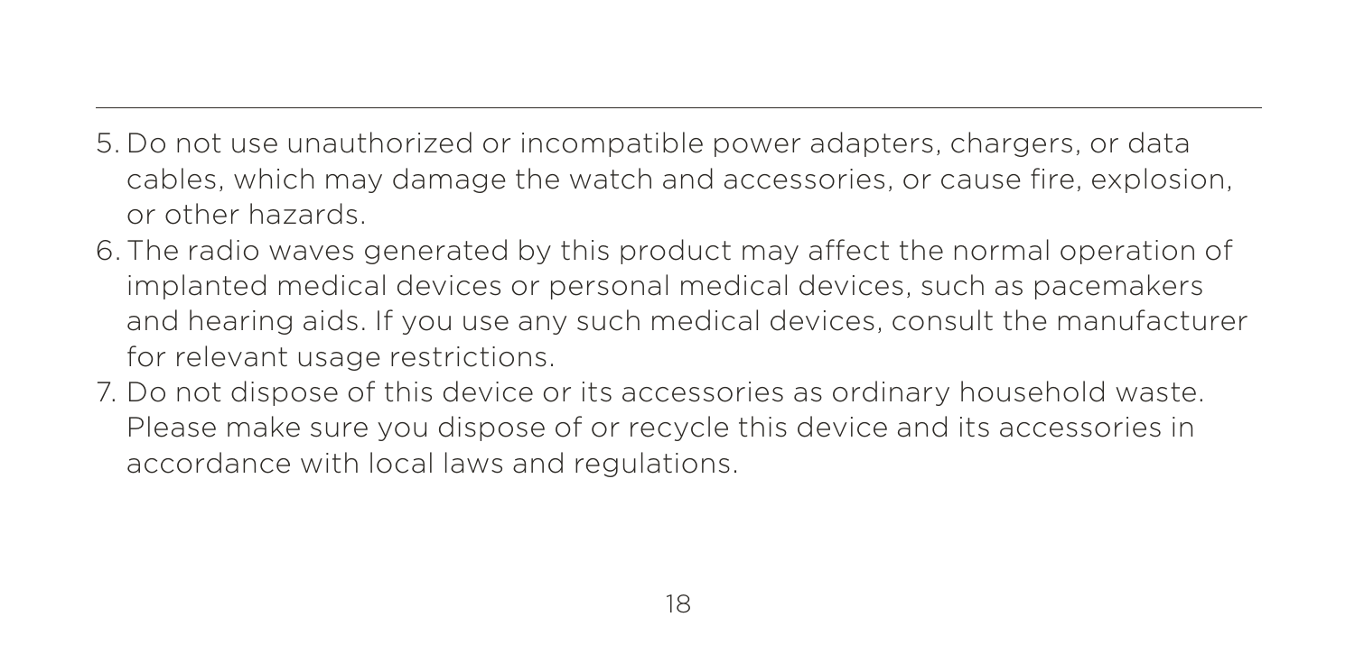5. Do not use unauthorized or incompatible power adapters, chargers, or data cables, which may damage the watch and accessories, or cause fire, explosion, or other hazards.
6. The radio waves generated by this product may affect the normal operation of implanted medical devices or personal medical devices, such as pacemakers and hearing aids. If you use any such medical devices, consult the manufacturer for relevant usage restrictions.
7. Do not dispose of this device or its accessories as ordinary household waste. Please make sure you dispose of or recycle this device and its accessories in accordance with local laws and regulations.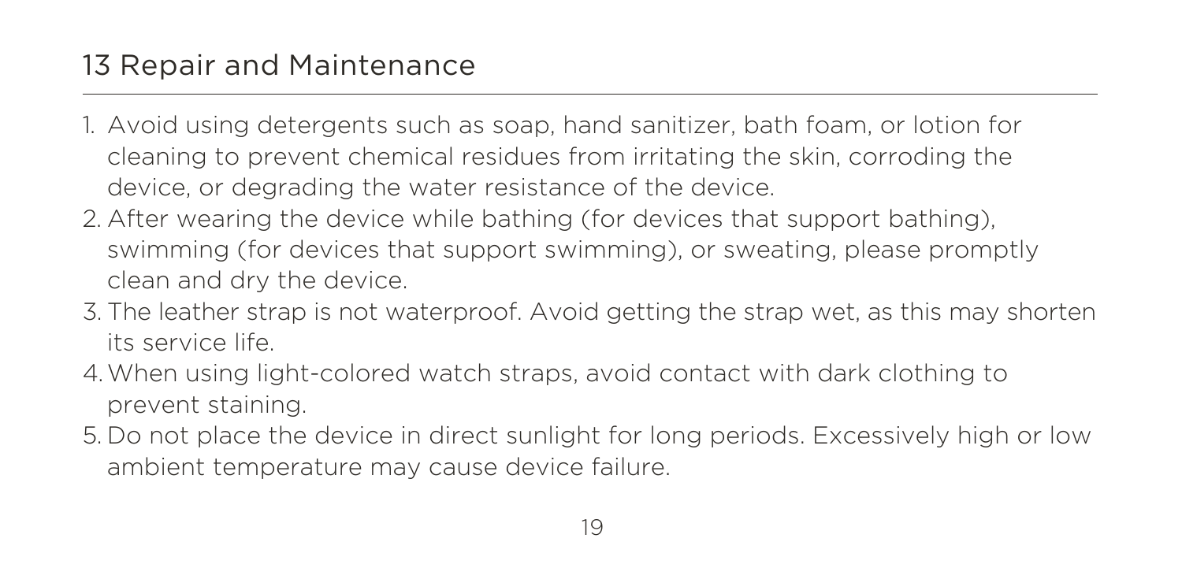# 13 Repair and Maintenance

1. Avoid using detergents such as soap, hand sanitizer, bath foam, or lotion for cleaning to prevent chemical residues from irritating the skin, corroding the device, or degrading the water resistance of the device.
2. After wearing the device while bathing (for devices that support bathing), swimming (for devices that support swimming), or sweating, please promptly clean and dry the device.
3. The leather strap is not waterproof. Avoid getting the strap wet, as this may shorten its service life.
4. When using light-colored watch straps, avoid contact with dark clothing to prevent staining.
5. Do not place the device in direct sunlight for long periods. Excessively high or low ambient temperature may cause device failure.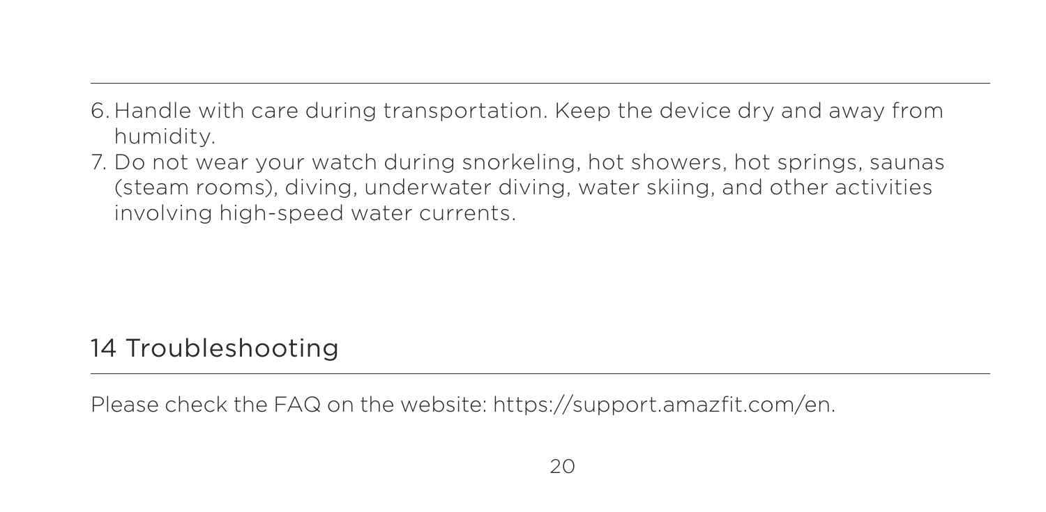6. Handle with care during transportation. Keep the device dry and away from humidity.
7. Do not wear your watch during snorkeling, hot showers, hot springs, saunas (steam rooms), diving, underwater diving, water skiing, and other activities involving high-speed water currents.

## 14 Troubleshooting

Please check the FAQ on the website: https://support.amazfit.com/en.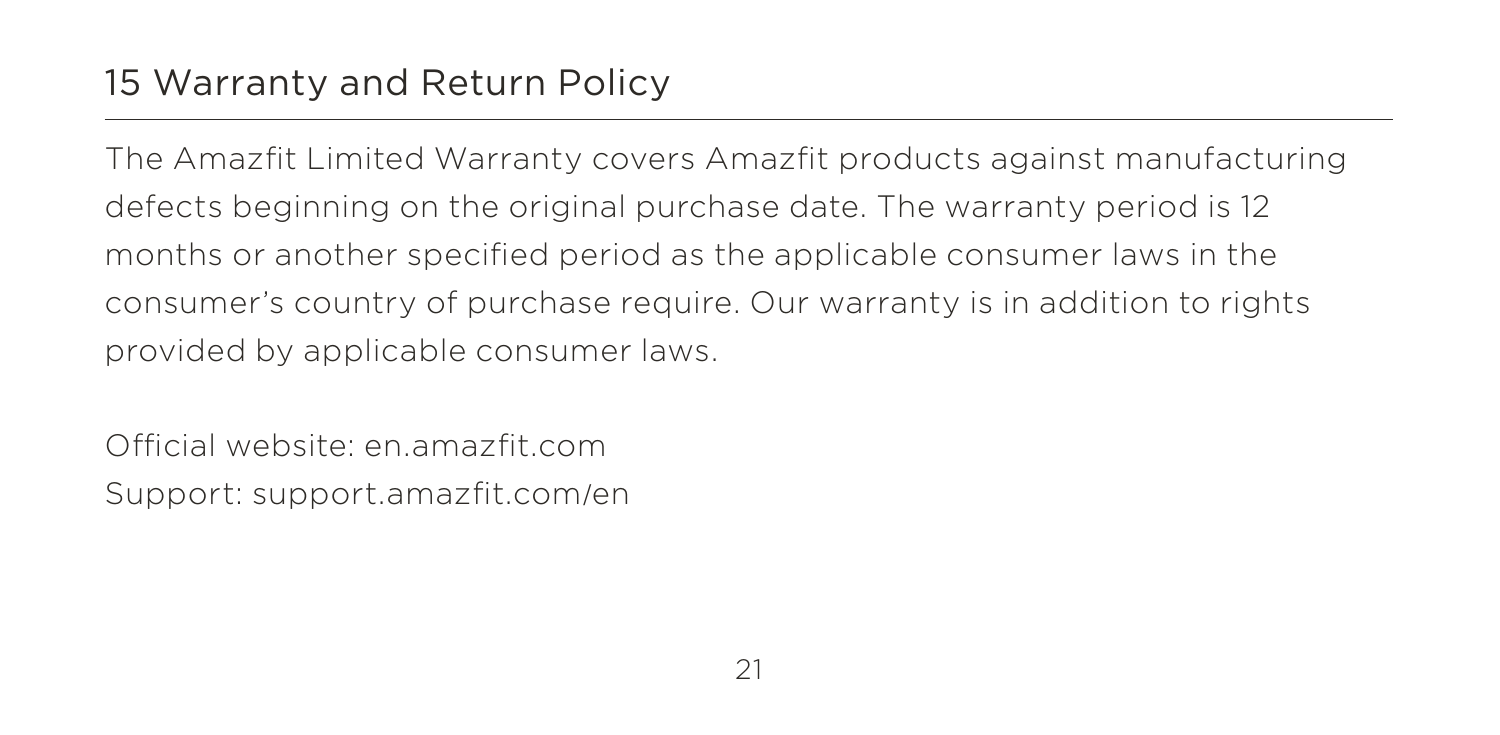## 15 Warranty and Return Policy

The Amazfit Limited Warranty covers Amazfit products against manufacturing defects beginning on the original purchase date. The warranty period is 12 months or another specified period as the applicable consumer laws in the consumer's country of purchase require. Our warranty is in addition to rights provided by applicable consumer laws.

Official website: en.amazfit.com
Support: support.amazfit.com/en